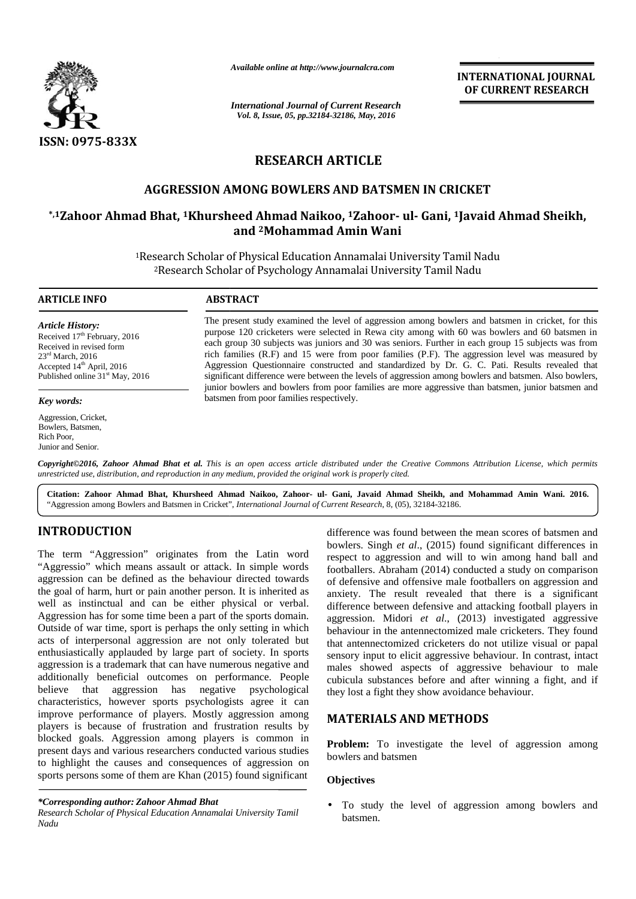ISSN: 0975-833X

*Available online at http://www.journalcra.com*

*International Journal of Current Research*
*Vol. 8, Issue, 05, pp.32184-32186, May, 2016*

**INTERNATIONAL JOURNAL OF CURRENT RESEARCH**

# RESEARCH ARTICLE

## AGGRESSION AMONG BOWLERS AND BATSMEN IN CRICKET

**\*,[1]Zahoor Ahmad Bhat, [1]Khursheed Ahmad Naikoo, [1]Zahoor- ul- Gani, [1]Javaid Ahmad Sheikh, and [2]Mohammad Amin Wani**

[1]Research Scholar of Physical Education Annamalai University Tamil Nadu
[2]Research Scholar of Psychology Annamalai University Tamil Nadu

### ARTICLE INFO

*Article History:*
Received 17th February, 2016
Received in revised form
23rd March, 2016
Accepted 14th April, 2016
Published online 31st May, 2016

*Key words:*

Aggression, Cricket,
Bowlers, Batsmen,
Rich Poor,
Junior and Senior.

### ABSTRACT

The present study examined the level of aggression among bowlers and batsmen in cricket, for this purpose 120 cricketers were selected in Rewa city among with 60 was bowlers and 60 batsmen in each group 30 subjects was juniors and 30 was seniors. Further in each group 15 subjects was from rich families (R.F) and 15 were from poor families (P.F). The aggression level was measured by Aggression Questionnaire constructed and standardized by Dr. G. C. Pati. Results revealed that significant difference were between the levels of aggression among bowlers and batsmen. Also bowlers, junior bowlers and bowlers from poor families are more aggressive than batsmen, junior batsmen and batsmen from poor families respectively.

***Copyright©2016, Zahoor Ahmad Bhat et al.*** *This is an open access article distributed under the Creative Commons Attribution License, which permits unrestricted use, distribution, and reproduction in any medium, provided the original work is properly cited.*

**Citation: Zahoor Ahmad Bhat, Khursheed Ahmad Naikoo, Zahoor- ul- Gani, Javaid Ahmad Sheikh, and Mohammad Amin Wani. 2016.** "Aggression among Bowlers and Batsmen in Cricket", *International Journal of Current Research*, 8, (05), 32184-32186.

## INTRODUCTION

The term "Aggression" originates from the Latin word "Aggressio" which means assault or attack. In simple words aggression can be defined as the behaviour directed towards the goal of harm, hurt or pain another person. It is inherited as well as instinctual and can be either physical or verbal. Aggression has for some time been a part of the sports domain. Outside of war time, sport is perhaps the only setting in which acts of interpersonal aggression are not only tolerated but enthusiastically applauded by large part of society. In sports aggression is a trademark that can have numerous negative and additionally beneficial outcomes on performance. People believe that aggression has negative psychological characteristics, however sports psychologists agree it can improve performance of players. Mostly aggression among players is because of frustration and frustration results by blocked goals. Aggression among players is common in present days and various researchers conducted various studies to highlight the causes and consequences of aggression on sports persons some of them are Khan (2015) found significant difference was found between the mean scores of batsmen and bowlers. Singh *et al*., (2015) found significant differences in respect to aggression and will to win among hand ball and footballers. Abraham (2014) conducted a study on comparison of defensive and offensive male footballers on aggression and anxiety. The result revealed that there is a significant difference between defensive and attacking football players in aggression. Midori *et al*., (2013) investigated aggressive behaviour in the antennectomized male cricketers. They found that antennectomized cricketers do not utilize visual or papal sensory input to elicit aggressive behaviour. In contrast, intact males showed aspects of aggressive behaviour to male cubicula substances before and after winning a fight, and if they lost a fight they show avoidance behaviour.

## MATERIALS AND METHODS

**Problem:** To investigate the level of aggression among bowlers and batsmen

**Objectives**

- To study the level of aggression among bowlers and batsmen.

***Corresponding author: Zahoor Ahmad Bhat***
*Research Scholar of Physical Education Annamalai University Tamil Nadu*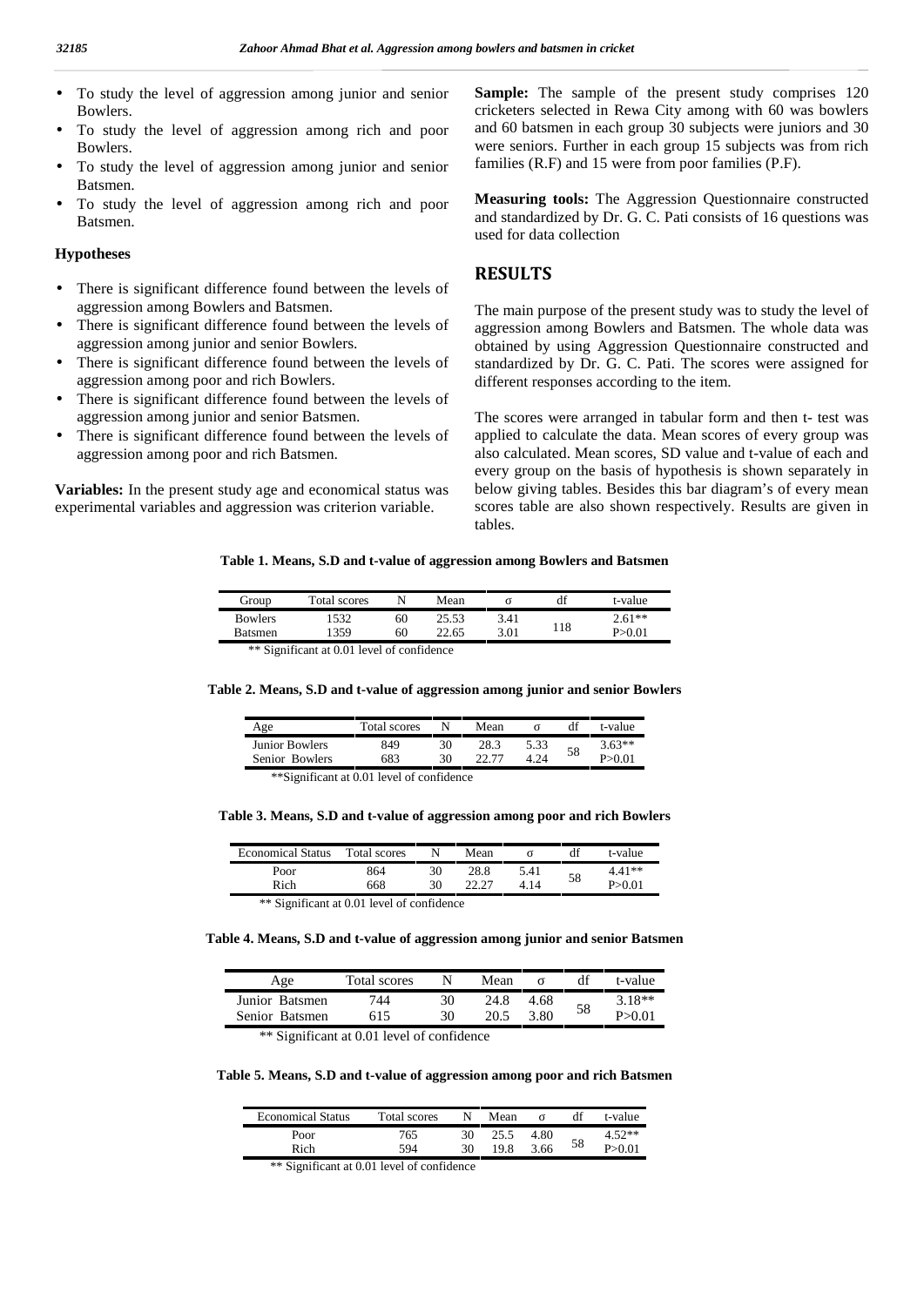- To study the level of aggression among junior and senior Bowlers.
- To study the level of aggression among rich and poor Bowlers.
- To study the level of aggression among junior and senior Batsmen.
- To study the level of aggression among rich and poor Batsmen.

### Hypotheses

- There is significant difference found between the levels of aggression among Bowlers and Batsmen.
- There is significant difference found between the levels of aggression among junior and senior Bowlers.
- There is significant difference found between the levels of aggression among poor and rich Bowlers.
- There is significant difference found between the levels of aggression among junior and senior Batsmen.
- There is significant difference found between the levels of aggression among poor and rich Batsmen.

**Variables:** In the present study age and economical status was experimental variables and aggression was criterion variable.

**Sample:** The sample of the present study comprises 120 cricketers selected in Rewa City among with 60 was bowlers and 60 batsmen in each group 30 subjects were juniors and 30 were seniors. Further in each group 15 subjects was from rich families (R.F) and 15 were from poor families (P.F).

**Measuring tools:** The Aggression Questionnaire constructed and standardized by Dr. G. C. Pati consists of 16 questions was used for data collection

## RESULTS

The main purpose of the present study was to study the level of aggression among Bowlers and Batsmen. The whole data was obtained by using Aggression Questionnaire constructed and standardized by Dr. G. C. Pati. The scores were assigned for different responses according to the item.

The scores were arranged in tabular form and then t- test was applied to calculate the data. Mean scores of every group was also calculated. Mean scores, SD value and t-value of each and every group on the basis of hypothesis is shown separately in below giving tables. Besides this bar diagram's of every mean scores table are also shown respectively. Results are given in tables.

**Table 1. Means, S.D and t-value of aggression among Bowlers and Batsmen**

| Group | Total scores | N | Mean | σ | df | t-value |
|---|---|---|---|---|---|---|
| Bowlers | 1532 | 60 | 25.53 | 3.41 | 118 | 2.61** |
| Batsmen | 1359 | 60 | 22.65 | 3.01 | | P>0.01 |

** Significant at 0.01 level of confidence

**Table 2. Means, S.D and t-value of aggression among junior and senior Bowlers**

| Age | Total scores | N | Mean | σ | df | t-value |
|---|---|---|---|---|---|---|
| Junior Bowlers | 849 | 30 | 28.3 | 5.33 | 58 | 3.63** |
| Senior Bowlers | 683 | 30 | 22.77 | 4.24 | | P>0.01 |

**Significant at 0.01 level of confidence

**Table 3. Means, S.D and t-value of aggression among poor and rich Bowlers**

| Economical Status | Total scores | N | Mean | σ | df | t-value |
|---|---|---|---|---|---|---|
| Poor | 864 | 30 | 28.8 | 5.41 | 58 | 4.41** |
| Rich | 668 | 30 | 22.27 | 4.14 | | P>0.01 |

** Significant at 0.01 level of confidence

**Table 4. Means, S.D and t-value of aggression among junior and senior Batsmen**

| Age | Total scores | N | Mean | σ | df | t-value |
|---|---|---|---|---|---|---|
| Junior Batsmen | 744 | 30 | 24.8 | 4.68 | 58 | 3.18** |
| Senior Batsmen | 615 | 30 | 20.5 | 3.80 | | P>0.01 |

** Significant at 0.01 level of confidence

**Table 5. Means, S.D and t-value of aggression among poor and rich Batsmen**

| Economical Status | Total scores | N | Mean | σ | df | t-value |
|---|---|---|---|---|---|---|
| Poor | 765 | 30 | 25.5 | 4.80 | 58 | 4.52** |
| Rich | 594 | 30 | 19.8 | 3.66 | | P>0.01 |

** Significant at 0.01 level of confidence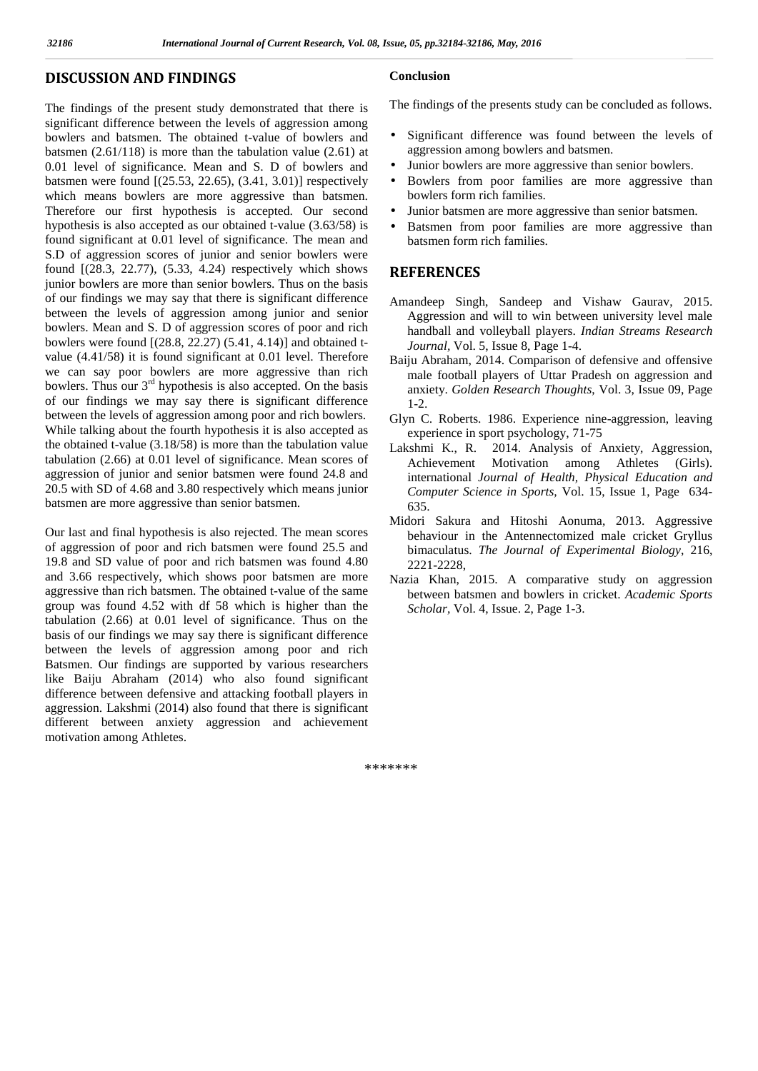## DISCUSSION AND FINDINGS

The findings of the present study demonstrated that there is significant difference between the levels of aggression among bowlers and batsmen. The obtained t-value of bowlers and batsmen (2.61/118) is more than the tabulation value (2.61) at 0.01 level of significance. Mean and S. D of bowlers and batsmen were found [(25.53, 22.65), (3.41, 3.01)] respectively which means bowlers are more aggressive than batsmen. Therefore our first hypothesis is accepted. Our second hypothesis is also accepted as our obtained t-value (3.63/58) is found significant at 0.01 level of significance. The mean and S.D of aggression scores of junior and senior bowlers were found [(28.3, 22.77), (5.33, 4.24) respectively which shows junior bowlers are more than senior bowlers. Thus on the basis of our findings we may say that there is significant difference between the levels of aggression among junior and senior bowlers. Mean and S. D of aggression scores of poor and rich bowlers were found [(28.8, 22.27) (5.41, 4.14)] and obtained t-value (4.41/58) it is found significant at 0.01 level. Therefore we can say poor bowlers are more aggressive than rich bowlers. Thus our 3rd hypothesis is also accepted. On the basis of our findings we may say there is significant difference between the levels of aggression among poor and rich bowlers. While talking about the fourth hypothesis it is also accepted as the obtained t-value (3.18/58) is more than the tabulation value tabulation (2.66) at 0.01 level of significance. Mean scores of aggression of junior and senior batsmen were found 24.8 and 20.5 with SD of 4.68 and 3.80 respectively which means junior batsmen are more aggressive than senior batsmen.

Our last and final hypothesis is also rejected. The mean scores of aggression of poor and rich batsmen were found 25.5 and 19.8 and SD value of poor and rich batsmen was found 4.80 and 3.66 respectively, which shows poor batsmen are more aggressive than rich batsmen. The obtained t-value of the same group was found 4.52 with df 58 which is higher than the tabulation (2.66) at 0.01 level of significance. Thus on the basis of our findings we may say there is significant difference between the levels of aggression among poor and rich Batsmen. Our findings are supported by various researchers like Baiju Abraham (2014) who also found significant difference between defensive and attacking football players in aggression. Lakshmi (2014) also found that there is significant different between anxiety aggression and achievement motivation among Athletes.

### Conclusion

The findings of the presents study can be concluded as follows.

- Significant difference was found between the levels of aggression among bowlers and batsmen.
- Junior bowlers are more aggressive than senior bowlers.
- Bowlers from poor families are more aggressive than bowlers form rich families.
- Junior batsmen are more aggressive than senior batsmen.
- Batsmen from poor families are more aggressive than batsmen form rich families.

## REFERENCES

Amandeep Singh, Sandeep and Vishaw Gaurav, 2015. Aggression and will to win between university level male handball and volleyball players. *Indian Streams Research Journal*, Vol. 5, Issue 8, Page 1-4.

Baiju Abraham, 2014. Comparison of defensive and offensive male football players of Uttar Pradesh on aggression and anxiety. *Golden Research Thoughts*, Vol. 3, Issue 09, Page 1-2.

Glyn C. Roberts. 1986. Experience nine-aggression, leaving experience in sport psychology, 71-75

Lakshmi K., R. 2014. Analysis of Anxiety, Aggression, Achievement Motivation among Athletes (Girls). international *Journal of Health, Physical Education and Computer Science in Sports*, Vol. 15, Issue 1, Page 634-635.

Midori Sakura and Hitoshi Aonuma, 2013. Aggressive behaviour in the Antennectomized male cricket Gryllus bimaculatus. *The Journal of Experimental Biology*, 216, 2221-2228,

Nazia Khan, 2015. A comparative study on aggression between batsmen and bowlers in cricket. *Academic Sports Scholar*, Vol. 4, Issue. 2, Page 1-3.

*******